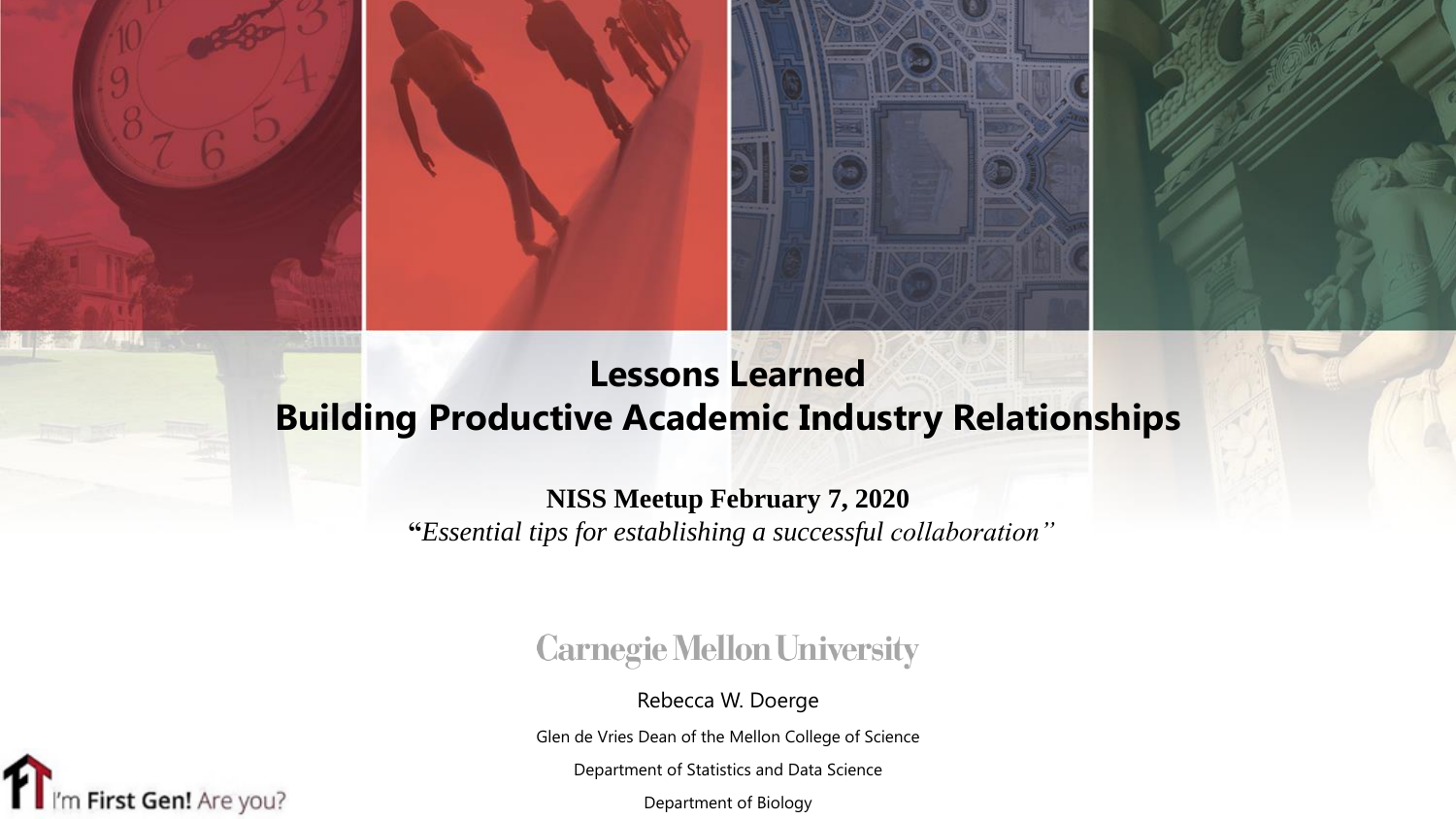# Lessons Learned
# Building Productive Academic Industry Relationships

**NISS Meetup February 7, 2020**

**"***Essential tips for establishing a successful collaboration"*

Carnegie Mellon University

Rebecca W. Doerge

Glen de Vries Dean of the Mellon College of Science

Department of Statistics and Data Science

Department of Biology

I'm **First Gen!** Are you?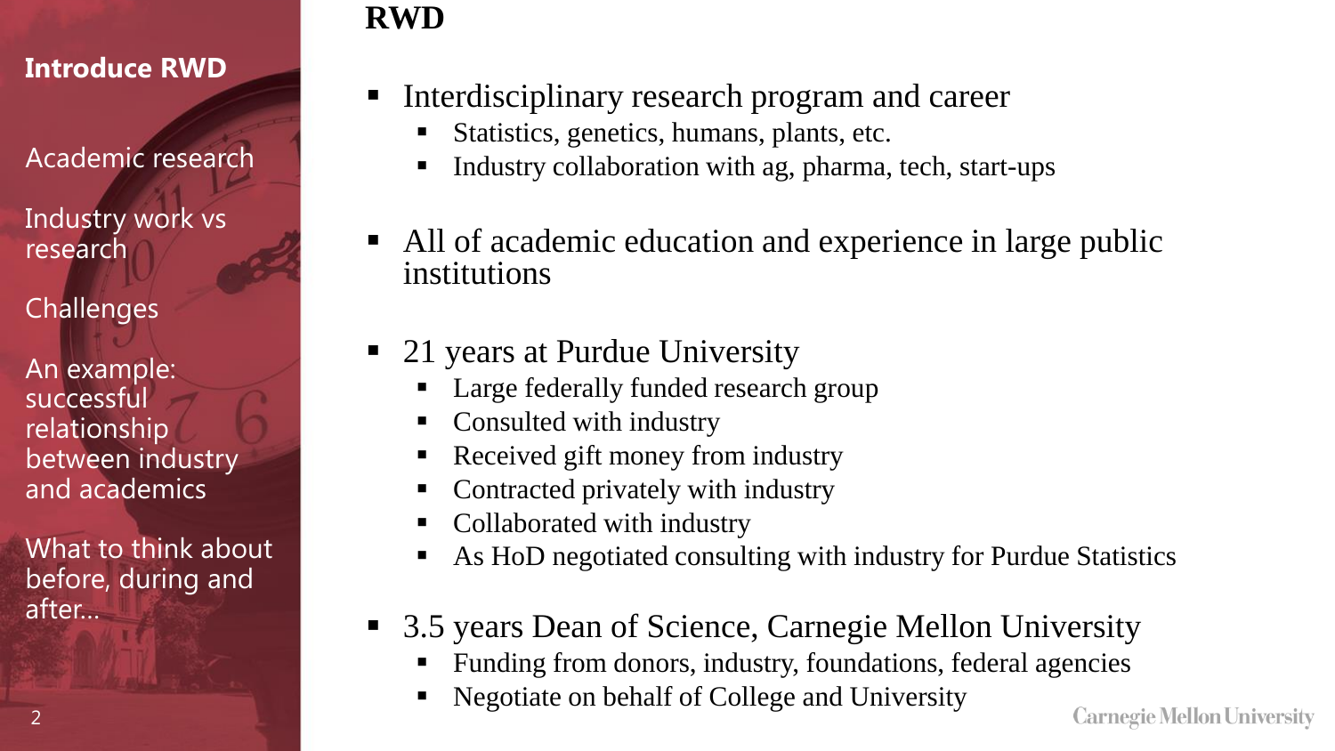Introduce RWD

Academic research

Industry work vs research

Challenges

An example: successful relationship between industry and academics

What to think about before, during and after…

# RWD

- Interdisciplinary research program and career
  - Statistics, genetics, humans, plants, etc.
  - Industry collaboration with ag, pharma, tech, start-ups
- All of academic education and experience in large public institutions
- 21 years at Purdue University
  - Large federally funded research group
  - Consulted with industry
  - Received gift money from industry
  - Contracted privately with industry
  - Collaborated with industry
  - As HoD negotiated consulting with industry for Purdue Statistics
- 3.5 years Dean of Science, Carnegie Mellon University
  - Funding from donors, industry, foundations, federal agencies
  - Negotiate on behalf of College and University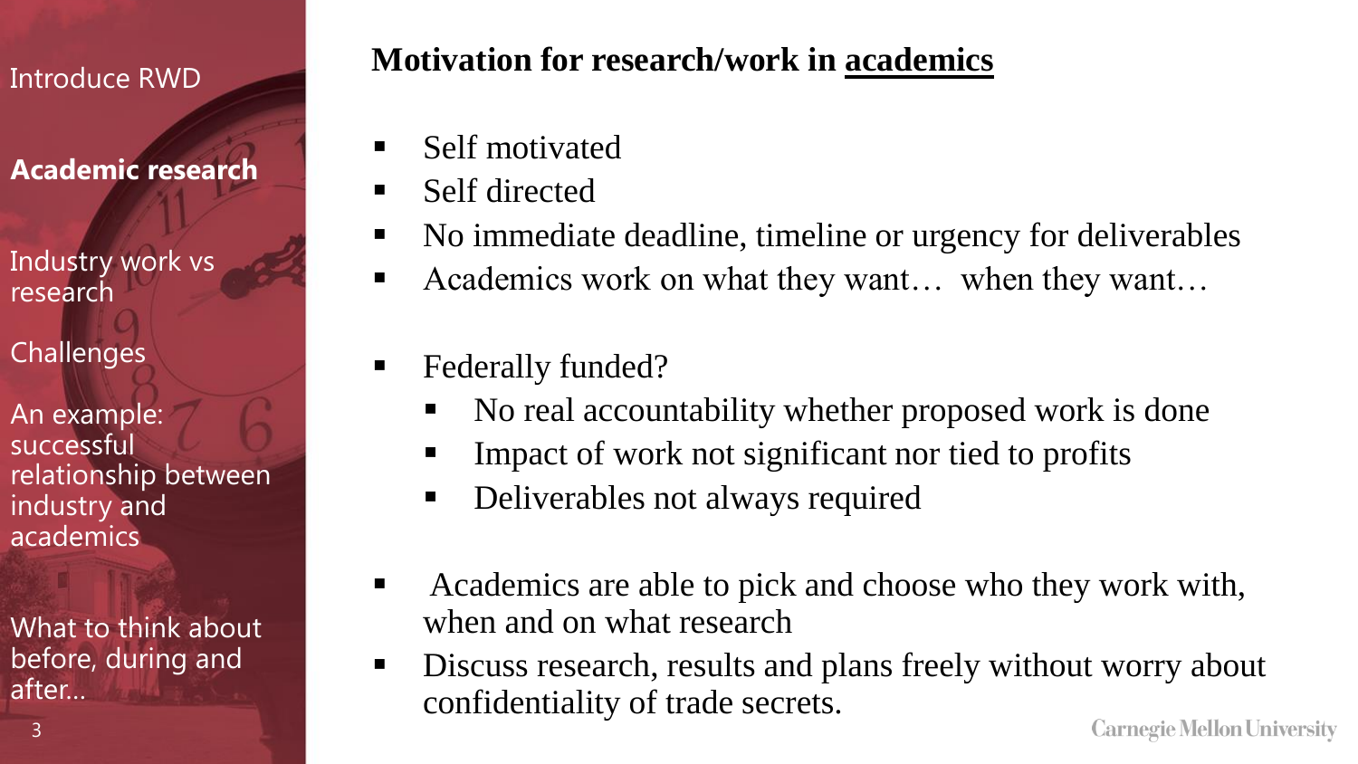Introduce RWD

**Academic research**

Industry work vs research

Challenges

An example: successful relationship between industry and academics

What to think about before, during and after…

## Motivation for research/work in academics

- Self motivated
- Self directed
- No immediate deadline, timeline or urgency for deliverables
- Academics work on what they want… when they want…

- Federally funded?
  - No real accountability whether proposed work is done
  - Impact of work not significant nor tied to profits
  - Deliverables not always required

- Academics are able to pick and choose who they work with, when and on what research
- Discuss research, results and plans freely without worry about confidentiality of trade secrets.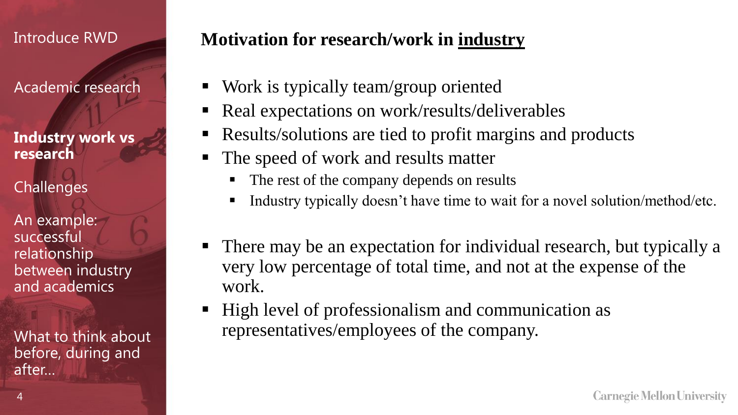Introduce RWD

Academic research

**Industry work vs research**

Challenges

An example: successful relationship between industry and academics

What to think about before, during and after...

## Motivation for research/work in industry

- Work is typically team/group oriented
- Real expectations on work/results/deliverables
- Results/solutions are tied to profit margins and products
- The speed of work and results matter
  - The rest of the company depends on results
  - Industry typically doesn't have time to wait for a novel solution/method/etc.
- There may be an expectation for individual research, but typically a very low percentage of total time, and not at the expense of the work.
- High level of professionalism and communication as representatives/employees of the company.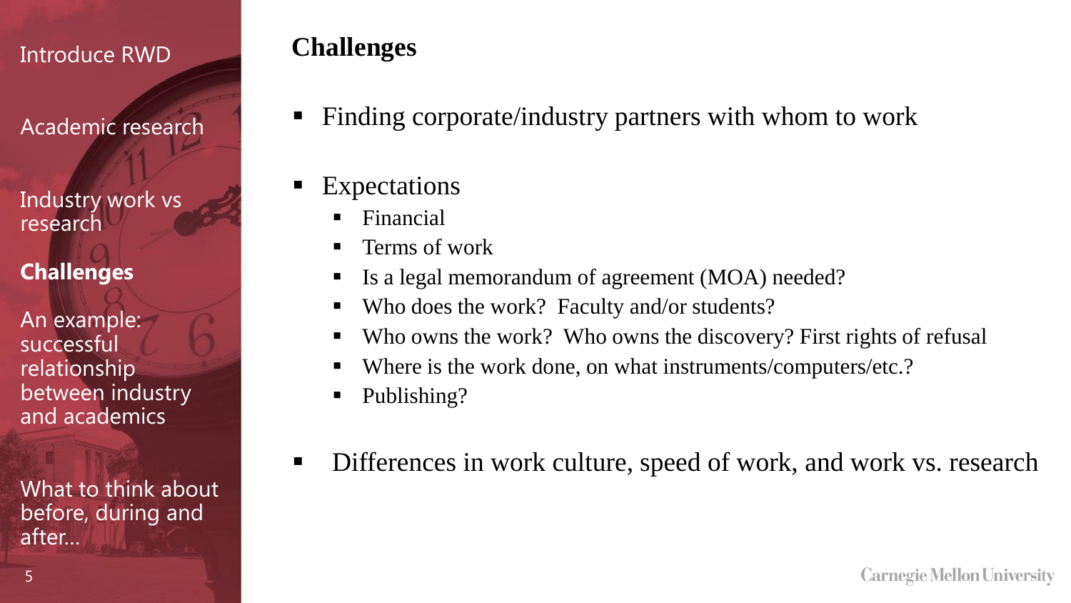Introduce RWD

Academic research

Industry work vs research

**Challenges**

An example: successful relationship between industry and academics

What to think about before, during and after…

## Challenges

- Finding corporate/industry partners with whom to work
- Expectations
  - Financial
  - Terms of work
  - Is a legal memorandum of agreement (MOA) needed?
  - Who does the work? Faculty and/or students?
  - Who owns the work? Who owns the discovery? First rights of refusal
  - Where is the work done, on what instruments/computers/etc.?
  - Publishing?
- Differences in work culture, speed of work, and work vs. research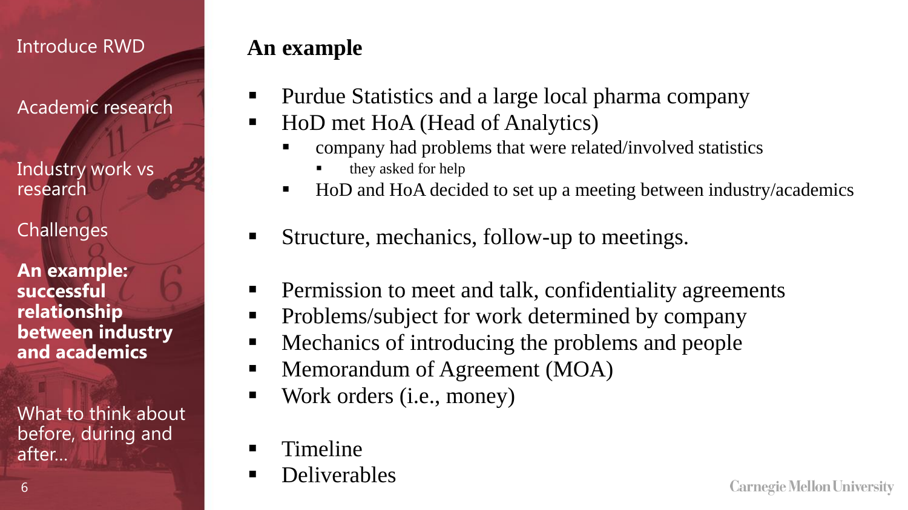Introduce RWD

Academic research

Industry work vs research

Challenges

**An example: successful relationship between industry and academics**

What to think about before, during and after…

## An example

- Purdue Statistics and a large local pharma company
- HoD met HoA (Head of Analytics)
  - company had problems that were related/involved statistics
    - they asked for help
  - HoD and HoA decided to set up a meeting between industry/academics
- Structure, mechanics, follow-up to meetings.
- Permission to meet and talk, confidentiality agreements
- Problems/subject for work determined by company
- Mechanics of introducing the problems and people
- Memorandum of Agreement (MOA)
- Work orders (i.e., money)
- Timeline
- Deliverables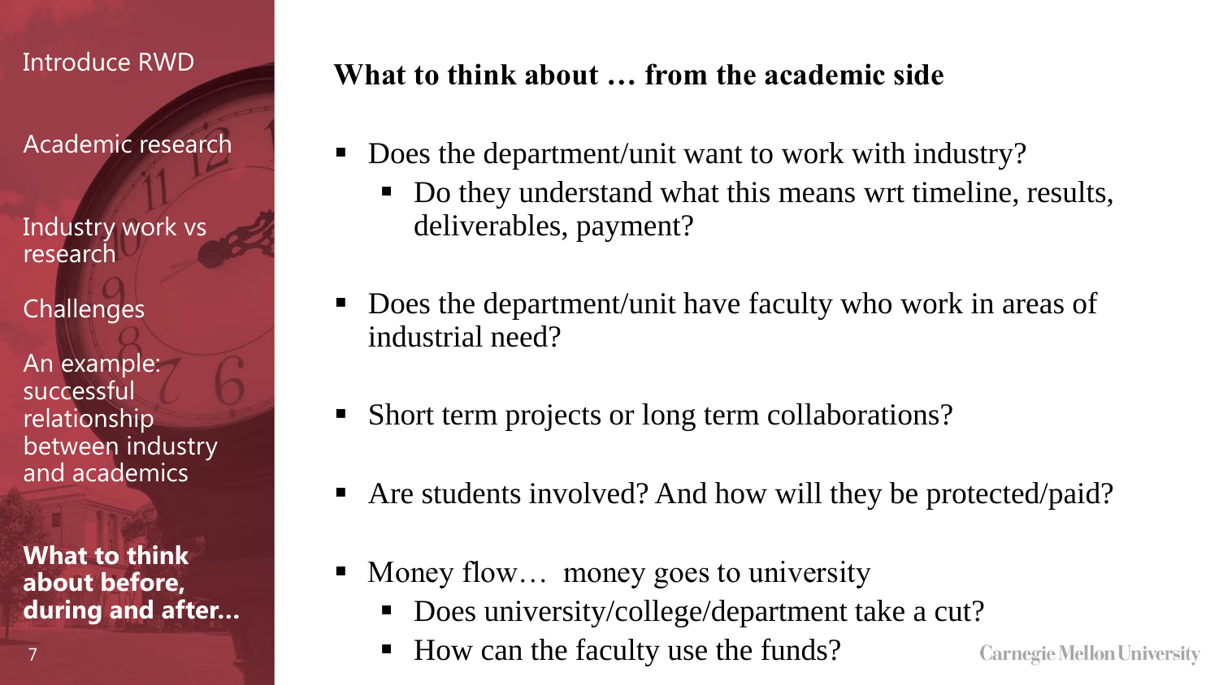Introduce RWD

Academic research

Industry work vs research

Challenges

An example: successful relationship between industry and academics

**What to think about before, during and after…**

## What to think about … from the academic side

- Does the department/unit want to work with industry?
  - Do they understand what this means wrt timeline, results, deliverables, payment?
- Does the department/unit have faculty who work in areas of industrial need?
- Short term projects or long term collaborations?
- Are students involved? And how will they be protected/paid?
- Money flow… money goes to university
  - Does university/college/department take a cut?
  - How can the faculty use the funds?

Carnegie Mellon University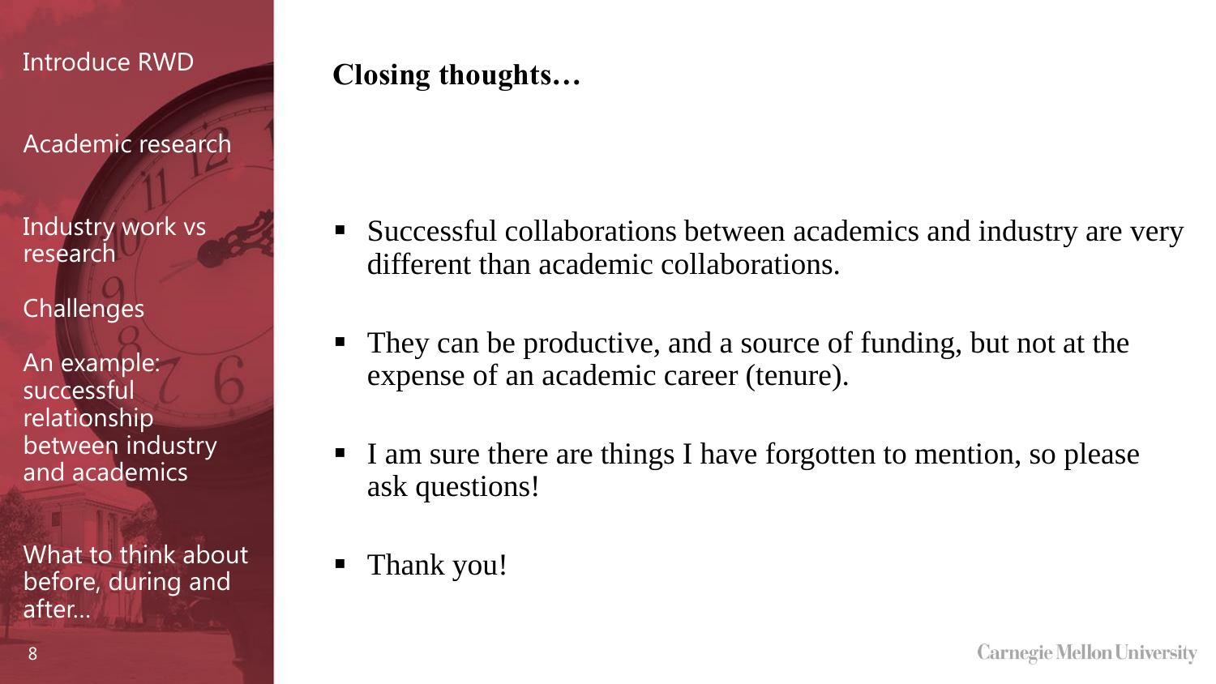Introduce RWD

Academic research

Industry work vs research

Challenges

An example: successful relationship between industry and academics

What to think about before, during and after…

## Closing thoughts…

- Successful collaborations between academics and industry are very different than academic collaborations.
- They can be productive, and a source of funding, but not at the expense of an academic career (tenure).
- I am sure there are things I have forgotten to mention, so please ask questions!
- Thank you!